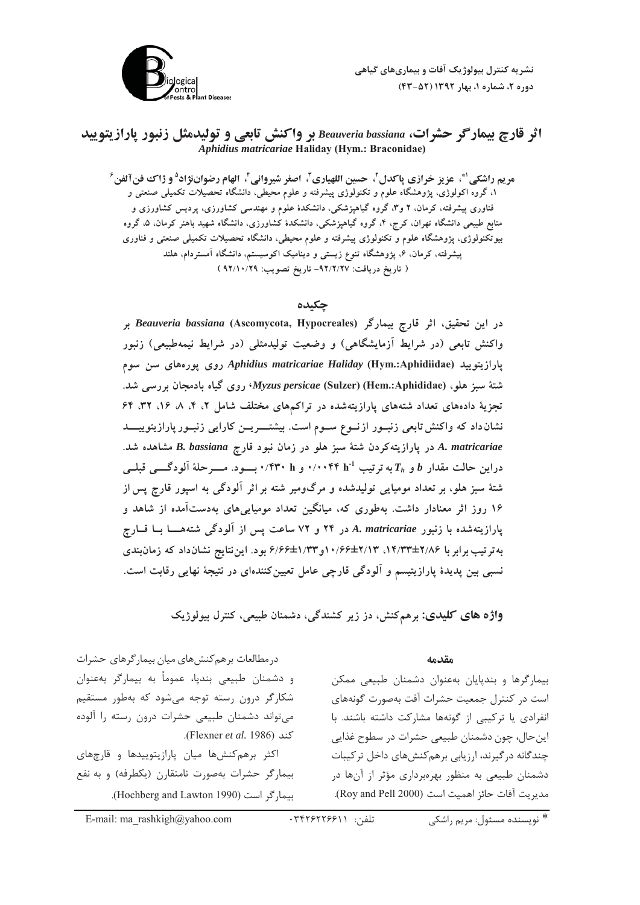# اثر قارچ بیمارگر حشرات، *Beauveria bassiana* بر واکنش تابعی و تولیدمثل زنبور پارازیتویید *Aphidius matricariae* Haliday (Hym.: Braconidae)

**مریم راشکی[1*]، عزیز خرازی پاکدل[2]، حسین اللهیاری[3]، اصغر شیروانی[4]، الهام رضوان‌نژاد[5] و ژاک فن‌آلفن[6]**

۱، گروه اکولوژی، پژوهشگاه علوم و تکنولوژی پیشرفته و علوم محیطی، دانشگاه تحصیلات تکمیلی صنعتی و فناوری پیشرفته، کرمان، ۲ و۳، گروه گیاهپزشکی، دانشکدهٔ علوم و مهندسی کشاورزی، پردیس کشاورزی و منابع طبیعی دانشگاه تهران، کرج، ۴، گروه گیاهپزشکی، دانشکدهٔ کشاورزی، دانشگاه شهید باهنر کرمان، ۵، گروه بیوتکنولوژی، پژوهشگاه علوم و تکنولوژی پیشرفته و علوم محیطی، دانشگاه تحصیلات تکمیلی صنعتی و فناوری پیشرفته، کرمان، ۶، پژوهشگاه تنوع زیستی و دینامیک اکوسیستم، دانشگاه آمستردام، هلند

( تاریخ دریافت: ۹۲/۲/۲۷- تاریخ تصویب: ۹۲/۱۰/۲۹ )

## چکیده

**در این تحقیق، اثر قارچ بیمارگر *Beauveria bassiana* (Ascomycota, Hypocreales) بر واکنش تابعی (در شرایط آزمایشگاهی) و وضعیت تولیدمثلی (در شرایط نیمه‌طبیعی) زنبور پارازیتویید *Aphidius matricariae Haliday* (Hym.:Aphidiidae) روی پوره‌های سن سوم شتهٔ سبز هلو، *Myzus persicae* (Sulzer) (Hem.:Aphididae)، روی گیاه بادمجان بررسی شد. تجزیهٔ داده‌های تعداد شته‌های پارازیته‌شده در تراکم‌های مختلف شامل ۲، ۴، ۸، ۱۶، ۳۲، ۶۴ نشان‌داد که واکنش‌تابعی زنبور از نوع سوم است. بیشترین کارایی زنبور پارازیتویید *A. matricariae* در پارازیته‌کردن شتهٔ سبز هلو در زمان نبود قارچ *B. bassiana* مشاهده شد. دراین حالت مقدار $b$ و $T_h$ به‌ترتیب $0/0044\ h^{-1}$ و $0/430\ h$ بود. مرحلهٔ آلودگی قبلی شتهٔ سبز هلو، بر تعداد مومیایی تولیدشده و مرگ‌ومیر شته بر اثر آلودگی به اسپور قارچ پس از ۱۶ روز اثر معنادار داشت. به‌طوری که، میانگین تعداد مومیایی‌های به‌دست‌آمده از شاهد و پارازیته‌شده با زنبور *A. matricariae* در ۲۴ و ۷۲ ساعت پس از آلودگی شته‌ها با قارچ به‌ترتیب برابر با ۲/۸۶±۱۴/۳۳، ۲/۱۳±۱۰/۶۶و ۱/۳۳±۶/۶۶ بود. این‌نتایج نشان‌داد که زمان‌بندی نسبی بین پدیدهٔ پارازیتیسم و آلودگی قارچی عامل تعیین‌کننده‌ای در نتیجهٔ نهایی رقابت است.**

**واژه های کلیدی:** برهم‌کنش، دز زیر کشندگی، دشمنان طبیعی، کنترل بیولوژیک

## مقدمه

بیمارگرها و بندپایان به‌عنوان دشمنان طبیعی ممکن است در کنترل جمعیت حشرات آفت به‌صورت گونه‌های انفرادی یا ترکیبی از گونه‌ها مشارکت داشته باشند. با این‌حال، چون دشمنان طبیعی حشرات در سطوح غذایی چندگانه درگیرند، ارزیابی برهم‌کنش‌های داخل ترکیبات دشمنان طبیعی به منظور بهره‌برداری مؤثر از آن‌ها در مدیریت آفات حائز اهمیت است (Roy and Pell 2000).

درمطالعات برهم‌کنش‌های میان بیمارگرهای حشرات و دشمنان طبیعی بندپا، عموماً به بیمارگر به‌عنوان شکارگر درون رسته توجه می‌شود که به‌طور مستقیم می‌تواند دشمنان طبیعی حشرات درون رسته را آلوده کند (Flexner *et al.* 1986).

اکثر برهم‌کنش‌ها میان پارازیتوییدها و قارچ‌های بیمارگر حشرات به‌صورت نامتقارن (یکطرفه) و به نفع بیمارگر است (Hochberg and Lawton 1990).

\* نویسنده مسئول: مریم راشکی &nbsp;&nbsp;&nbsp; تلفن: ۰۳۴۲۶۲۲۶۶۱۱ &nbsp;&nbsp;&nbsp; E-mail: ma_rashkigh@yahoo.com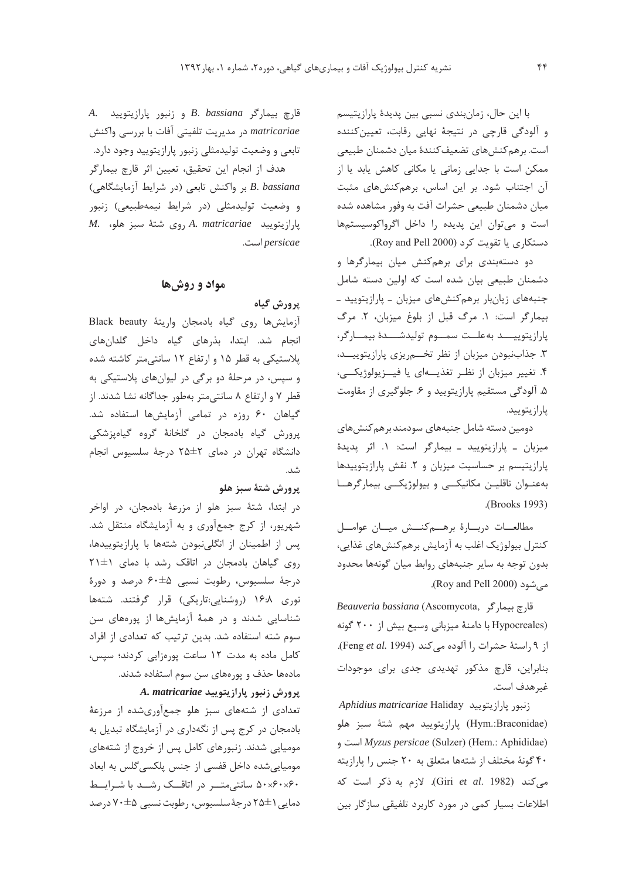با این حال، زمان‌بندی نسبی بین پدیدهٔ پارازیتیسم و آلودگی قارچی در نتیجهٔ نهایی رقابت، تعیین‌کننده است. برهم‌کنش‌های تضعیف‌کنندهٔ میان دشمنان طبیعی ممکن است با جدایی زمانی یا مکانی کاهش یابد یا از آن اجتناب شود. بر این اساس، برهم‌کنش‌های مثبت میان دشمنان طبیعی حشرات آفت به وفور مشاهده شده است و می‌توان این پدیده را داخل اگرواکوسیستم‌ها دستکاری یا تقویت کرد (Roy and Pell 2000).

دو دسته‌بندی برای برهم‌کنش میان بیمارگرها و دشمنان طبیعی بیان شده است که اولین دسته شامل جنبه‌های زیان‌بار برهم‌کنش‌های میزبان ـ پارازیتوئید ـ بیمارگر است: ۱. مرگ قبل از بلوغ میزبان، ۲. مرگ پارازیتوئید به‌علت سموم تولیدشدهٔ بیمارگر، ۳. جذاب‌نبودن میزبان از نظر تخم‌ریزی پارازیتوئید، ۴. تغییر میزبان از نظر تغذیه‌ای یا فیزیولوژیکی، ۵. آلودگی مستقیم پارازیتوئید و ۶. جلوگیری از مقاومت پارازیتوئید.

دومین دسته شامل جنبه‌های سودمند برهم‌کنش‌های میزبان ـ پارازیتوئید ـ بیمارگر است: ۱. اثر پدیدهٔ پارازیتیسم بر حساسیت میزبان و ۲. نقش پارازیتوئیدها به‌عنوان ناقلین مکانیکی و بیولوژیکی بیمارگرها (Brooks 1993).

مطالعات دربارهٔ برهم‌کنش میان عوامل کنترل بیولوژیک اغلب به آزمایش برهم‌کنش‌های غذایی، بدون توجه به سایر جنبه‌های روابط میان گونه‌ها محدود می‌شود (Roy and Pell 2000).

قارچ بیمارگر *Beauveria bassiana* (Ascomycota, Hypocreales) با دامنهٔ میزبانی وسیع بیش از ۲۰۰ گونه از ۹ راستهٔ حشرات را آلوده می‌کند (Feng *et al.* 1994). بنابراین، قارچ مذکور تهدیدی جدی برای موجودات غیرهدف است.

زنبور پارازیتوئید *Aphidius matricariae* Haliday (Hym.:Braconidae) پارازیتوئید مهم شتهٔ سبز هلو *Myzus persicae* (Sulzer) (Hem.: Aphididae) است و ۴۰ گونهٔ مختلف از شته‌ها متعلق به ۲۰ جنس را پارازیته می‌کند (Giri *et al.* 1982). لازم به ذکر است که اطلاعات بسیار کمی در مورد کاربرد تلفیقی سازگار بین قارچ بیمارگر *B. bassiana* و زنبور پارازیتوئید *A. matricariae* در مدیریت تلفیقی آفات با بررسی واکنش تابعی و وضعیت تولیدمثلی زنبور پارازیتوئید وجود دارد.

هدف از انجام این تحقیق، تعیین اثر قارچ بیمارگر *B. bassiana* بر واکنش تابعی (در شرایط آزمایشگاهی) و وضعیت تولیدمثلی (در شرایط نیمه‌طبیعی) زنبور پارازیتوئید *A. matricariae* روی شتهٔ سبز هلو، *M. persicae* است.

## مواد و روش‌ها

### پرورش گیاه

آزمایش‌ها روی گیاه بادمجان واریتهٔ Black beauty انجام شد. ابتدا، بذرهای گیاه داخل گلدان‌های پلاستیکی به قطر ۱۵ و ارتفاع ۱۲ سانتی‌متر کاشته شده و سپس، در مرحلهٔ دو برگی در لیوان‌های پلاستیکی به قطر ۷ و ارتفاع ۸ سانتی‌متر به‌طور جداگانه نشا شدند. از گیاهان ۶۰ روزه در تمامی آزمایش‌ها استفاده شد. پرورش گیاه بادمجان در گلخانهٔ گروه گیاه‌پزشکی دانشگاه تهران در دمای ۲±۲۵ درجهٔ سلسیوس انجام شد.

### پرورش شتهٔ سبز هلو

در ابتدا، شتهٔ سبز هلو از مزرعهٔ بادمجان، در اواخر شهریور، از کرج جمع‌آوری و به آزمایشگاه منتقل شد. پس از اطمینان از انگلی‌نبودن شته‌ها با پارازیتوئیدها، روی گیاهان بادمجان در اتاقک رشد با دمای ۱±۲۱ درجهٔ سلسیوس، رطوبت نسبی ۵±۶۰ درصد و دورهٔ نوری ۱۶:۸ (روشنایی:تاریکی) قرار گرفتند. شته‌ها شناسایی شدند و در همهٔ آزمایش‌ها از پوره‌های سن سوم شته استفاده شد. بدین ترتیب که تعدادی از افراد کامل ماده به مدت ۱۲ ساعت پوره‌زایی کردند؛ سپس، ماده‌ها حذف و پوره‌های سن سوم استفاده شدند.

### پرورش زنبور پارازیتوئید *A. matricariae*

تعدادی از شته‌های سبز هلو جمع‌آوری‌شده از مزرعهٔ بادمجان در کرج پس از نگهداری در آزمایشگاه تبدیل به مومیایی شدند. زنبورهای کامل پس از خروج از شته‌های مومیایی‌شده داخل قفسی از جنس پلکسی‌گلس به ابعاد ۶۰×۶۰×۵۰ سانتی‌متر در اتاقک رشد با شرایط دمایی ۱±۲۵ درجهٔ سلسیوس، رطوبت نسبی ۵±۷۰ درصد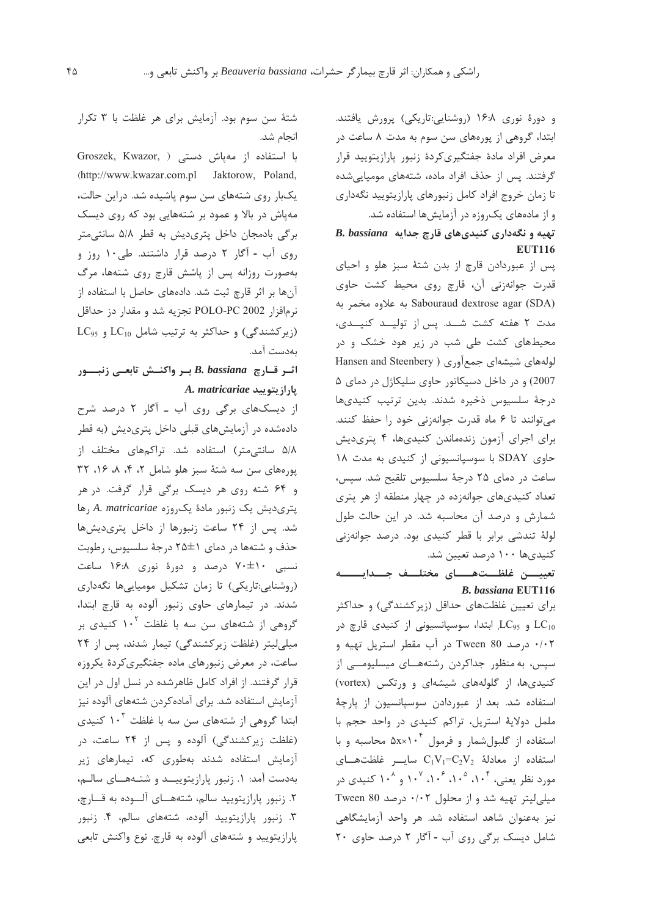و دورهٔ نوری ۱۶:۸ (روشنایی:تاریکی) پرورش یافتند. ابتدا، گروهی از پوره‌های سن سوم به مدت ۸ ساعت در معرض افراد مادهٔ جفتگیری‌کردهٔ زنبور پارازیتویید قرار گرفتند. پس از حذف افراد ماده، شته‌های مومیایی‌شده تا زمان خروج افراد کامل زنبورهای پارازیتویید نگهداری و از ماده‌های یک‌روزه در آزمایش‌ها استفاده شد.

### تهیه و نگهداری کنیدی‌های قارچ جدایه *B. bassiana* EUT116

پس از عبوردادن قارچ از بدن شتهٔ سبز هلو و احیای قدرت جوانه‌زنی آن، قارچ روی محیط کشت حاوی Sabouraud dextrose agar (SDA) به علاوه مخمر به مدت ۲ هفته کشت شـد. پس از تولیـد کنیـدی، محیط‌های کشت طی شب در زیر هود خشک و در لوله‌های شیشه‌ای جمع‌آوری (Hansen and Steenbery 2007) و در داخل دسیکاتور حاوی سلیکاژل در دمای ۵ درجهٔ سلسیوس ذخیره شدند. بدین ترتیب کنیدی‌ها می‌توانند تا ۶ ماه قدرت جوانه‌زنی خود را حفظ کنند. برای اجرای آزمون زنده‌ماندن کنیدی‌ها، ۴ پتری‌دیش حاوی SDAY با سوسپانسیونی از کنیدی به مدت ۱۸ ساعت در دمای ۲۵ درجهٔ سلسیوس تلقیح شد. سپس، تعداد کنیدی‌های جوانه‌زده در چهار منطقه از هر پتری شمارش و درصد آن محاسبه شد. در این حالت طول لولهٔ تندشی برابر با قطر کنیدی بود. درصد جوانه‌زنی کنیدی‌ها ۱۰۰ درصد تعیین شد.

### تعیین غلظت‌های مختلف جدایه *B. bassiana* EUT116

برای تعیین غلظت‌های حداقل (زیرکشندگی) و حداکثر $LC_{10}$ و $LC_{95}$، ابتدا، سوسپانسیونی از کنیدی قارچ در ۰/۰۲ درصد Tween 80 در آب مقطر استریل تهیه و سپس، به‌منظور جداکردن رشته‌های میسلیومی از کنیدی‌ها، از گلوله‌های شیشه‌ای و ورتکس (vortex) استفاده شد. بعد از عبوردادن سوسپانسیون از پارچهٔ ململ دولایهٔ استریل، تراکم کنیدی در واحد حجم با استفاده از گلبول‌شمار و فرمول $5x \times 10^{4}$ محاسبه و با استفاده از معادلهٔ $C_1V_1=C_2V_2$ سایر غلظت‌های مورد نظر یعنی، $10^{4}$، $10^{5}$، $10^{6}$، $10^{7}$ و $10^{8}$ کنیدی در میلی‌لیتر تهیه شد و از محلول ۰/۰۲ درصد Tween 80 نیز به‌عنوان شاهد استفاده شد. هر واحد آزمایشگاهی شامل دیسک برگی روی آب - آگار ۲ درصد حاوی ۲۰ شتهٔ سن سوم بود. آزمایش برای هر غلظت با ۳ تکرار انجام شد.

با استفاده از مه‌پاش دستی (Groszek, Kwazor, Jaktorow, Poland, http://www.kwazar.com.pl) یک‌بار روی شته‌های سن سوم پاشیده شد. دراین حالت، مه‌پاش در بالا و عمود بر شته‌هایی بود که روی دیسک برگی بادمجان داخل پتری‌دیش به قطر ۵/۸ سانتی‌متر روی آب - آگار ۲ درصد قرار داشتند. طی ۱۰ روز و به‌صورت روزانه پس از پاشش قارچ روی شته‌ها، مرگ آن‌ها بر اثر قارچ ثبت شد. داده‌های حاصل با استفاده از نرم‌افزار POLO-PC 2002 تجزیه شد و مقدار دز حداقل (زیرکشندگی) و حداکثر به ترتیب شامل $LC_{10}$ و $LC_{95}$ به‌دست آمد.

### اثـر قـارچ *B. bassiana* بـر واکنـش تابعـی زنبـور پارازیتویید *A. matricariae*

از دیسک‌های برگی روی آب ـ آگار ۲ درصد شرح داده‌شده در آزمایش‌های قبلی داخل پتری‌دیش (به قطر ۵/۸ سانتی‌متر) استفاده شد. تراکم‌های مختلف از پوره‌های سن سه شتهٔ سبز هلو شامل ۲، ۴، ۸، ۱۶، ۳۲ و ۶۴ شته روی هر دیسک برگی قرار گرفت. در هر پتری‌دیش یک زنبور مادهٔ یک‌روزه *A. matricariae* رها شد. پس از ۲۴ ساعت زنبورها از داخل پتری‌دیش‌ها حذف و شته‌ها در دمای ۱±۲۵ درجهٔ سلسیوس، رطوبت نسبی ۱۰±۷۰ درصد و دورهٔ نوری ۱۶:۸ ساعت (روشنایی:تاریکی) تا زمان تشکیل مومیایی‌ها نگهداری شدند. در تیمارهای حاوی زنبور آلوده به قارچ ابتدا، گروهی از شته‌های سن سه با غلظت $10^{2}$ کنیدی بر میلی‌لیتر (غلظت زیرکشندگی) تیمار شدند، پس از ۲۴ ساعت، در معرض زنبورهای ماده جفتگیری‌کردهٔ یکروزه قرار گرفتند. از افراد کامل ظاهرشده در نسل اول در این آزمایش استفاده شد. برای آماده‌کردن شته‌های آلوده نیز ابتدا گروهی از شته‌های سن سه با غلظت $10^{2}$ کنیدی (غلظت زیرکشندگی) آلوده و پس از ۲۴ ساعت، در آزمایش استفاده شدند به‌طوری که، تیمارهای زیر به‌دست آمد: ۱. زنبور پارازیتوییـد و شتـه‌هـای سالـم، ۲. زنبور پارازیتویید سالم، شته‌هـای آلـوده به قـارچ، ۳. زنبور پارازیتویید آلوده، شته‌های سالم، ۴. زنبور پارازیتویید و شته‌های آلوده به قارچ. نوع واکنش تابعی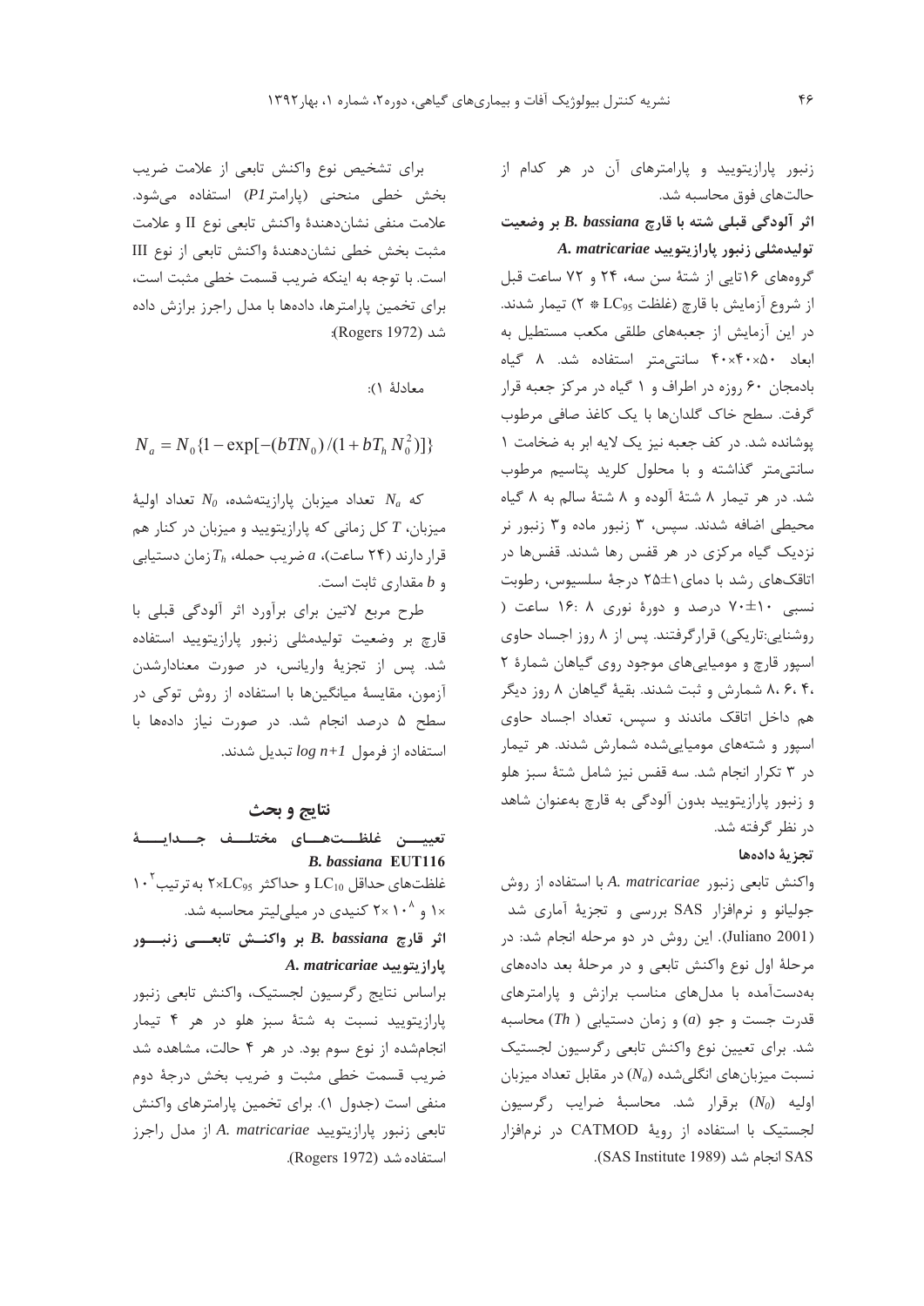زنبور پارازیتویید و پارامترهای آن در هر کدام از حالت‌های فوق محاسبه شد.

**اثر آلودگی قبلی شته با قارچ *B. bassiana* بر وضعیت تولیدمثلی زنبور پارازیتویید *A. matricariae***

گروه‌های ۱۶تایی از شتهٔ سن سه، ۲۴ و ۷۲ ساعت قبل از شروع آزمایش با قارچ (غلظت $LC_{95}$ * ۲) تیمار شدند. در این آزمایش از جعبه‌های طلقی مکعب مستطیل به ابعاد ۵۰×۴۰×۴۰ سانتی‌متر استفاده شد. ۸ گیاه بادمجان ۶۰ روزه در اطراف و ۱ گیاه در مرکز جعبه قرار گرفت. سطح خاک گلدان‌ها با یک کاغذ صافی مرطوب پوشانده شد. در کف جعبه نیز یک لایه ابر به ضخامت ۱ سانتی‌متر گذاشته و با محلول کلرید پتاسیم مرطوب شد. در هر تیمار ۸ شتهٔ آلوده و ۸ شتهٔ سالم به ۸ گیاه محیطی اضافه شدند. سپس، ۳ زنبور ماده و۳ زنبور نر نزدیک گیاه مرکزی در هر قفس رها شدند. قفس‌ها در اتاقک‌های رشد با دمای ۱±۲۵ درجهٔ سلسیوس، رطوبت نسبی ۱۰±۷۰ درصد و دورهٔ نوری ۸ :۱۶ ساعت ( روشنایی:تاریکی) قرارگرفتند. پس از ۸ روز اجساد حاوی اسپور قارچ و مومیایی‌های موجود روی گیاهان شمارهٔ ۲ ،۴، ۶، ۸ شمارش و ثبت شدند. بقیهٔ گیاهان ۸ روز دیگر هم داخل اتاقک ماندند و سپس، تعداد اجساد حاوی اسپور و شته‌های مومیایی‌شده شمارش شدند. هر تیمار در ۳ تکرار انجام شد. سه قفس نیز شامل شتهٔ سبز هلو و زنبور پارازیتویید بدون آلودگی به قارچ به‌عنوان شاهد در نظر گرفته شد.

**تجزیهٔ داده‌ها**

واکنش تابعی زنبور *A. matricariae* با استفاده از روش جولیانو و نرم‌افزار SAS بررسی و تجزیهٔ آماری شد (Juliano 2001). این روش در دو مرحله انجام شد: در مرحلهٔ اول نوع واکنش تابعی و در مرحلهٔ بعد داده‌های به‌دست‌آمده با مدل‌های مناسب برازش و پارامترهای قدرت جست و جو ($a$) و زمان دستیابی ( $Th$ ) محاسبه شد. برای تعیین نوع واکنش تابعی رگرسیون لجستیک نسبت میزبان‌های انگلی‌شده ($N_a$) در مقابل تعداد میزبان اولیه ($N_0$) برقرار شد. محاسبهٔ ضرایب رگرسیون لجستیک با استفاده از رویهٔ CATMOD در نرم‌افزار SAS انجام شد (SAS Institute 1989).

برای تشخیص نوع واکنش تابعی از علامت ضریب بخش خطی منحنی (پارامتر$P1$) استفاده می‌شود. علامت منفی نشان‌دهندهٔ واکنش تابعی نوع II و علامت مثبت بخش خطی نشان‌دهندهٔ واکنش تابعی از نوع III است. با توجه به اینکه ضریب قسمت خطی مثبت است، برای تخمین پارامترها، داده‌ها با مدل راجرز برازش داده شد (Rogers 1972):

معادلهٔ ۱):

$$N_a = N_0\{1 - \exp[-(bTN_0)/(1 + bT_h N_0^2)]\}$$

که $N_a$ تعداد میزبان پارازیته‌شده، $N_0$ تعداد اولیهٔ میزبان، $T$ کل زمانی که پارازیتویید و میزبان در کنار هم قرار دارند (۲۴ ساعت)، $a$ ضریب حمله، $T_h$ زمان دستیابی و $b$ مقداری ثابت است.

طرح مربع لاتین برای برآورد اثر آلودگی قبلی با قارچ بر وضعیت تولیدمثلی زنبور پارازیتویید استفاده شد. پس از تجزیهٔ واریانس، در صورت معنادارشدن آزمون، مقایسهٔ میانگین‌ها با استفاده از روش توکی در سطح ۵ درصد انجام شد. در صورت نیاز داده‌ها با استفاده از فرمول $\log n+1$ تبدیل شدند.

## نتایج و بحث

**تعیین غلظت‌های مختلف جدایهٔ *B. bassiana* EUT116**

غلظت‌های حداقل $LC_{10}$ و حداکثر $2\times LC_{95}$ به‌ترتیب $10^{2}$ ×۱ و $10^{8}$ ×۲ کنیدی در میلی‌لیتر محاسبه شد.

**اثر قارچ *B. bassiana* بر واکنش تابعی زنبور پارازیتویید *A. matricariae***

براساس نتایج رگرسیون لجستیک، واکنش تابعی زنبور پارازیتویید نسبت به شتهٔ سبز هلو در هر ۴ تیمار انجام‌شده از نوع سوم بود. در هر ۴ حالت، مشاهده شد ضریب قسمت خطی مثبت و ضریب بخش درجهٔ دوم منفی است (جدول ۱). برای تخمین پارامترهای واکنش تابعی زنبور پارازیتویید *A. matricariae* از مدل راجرز استفاده شد (Rogers 1972).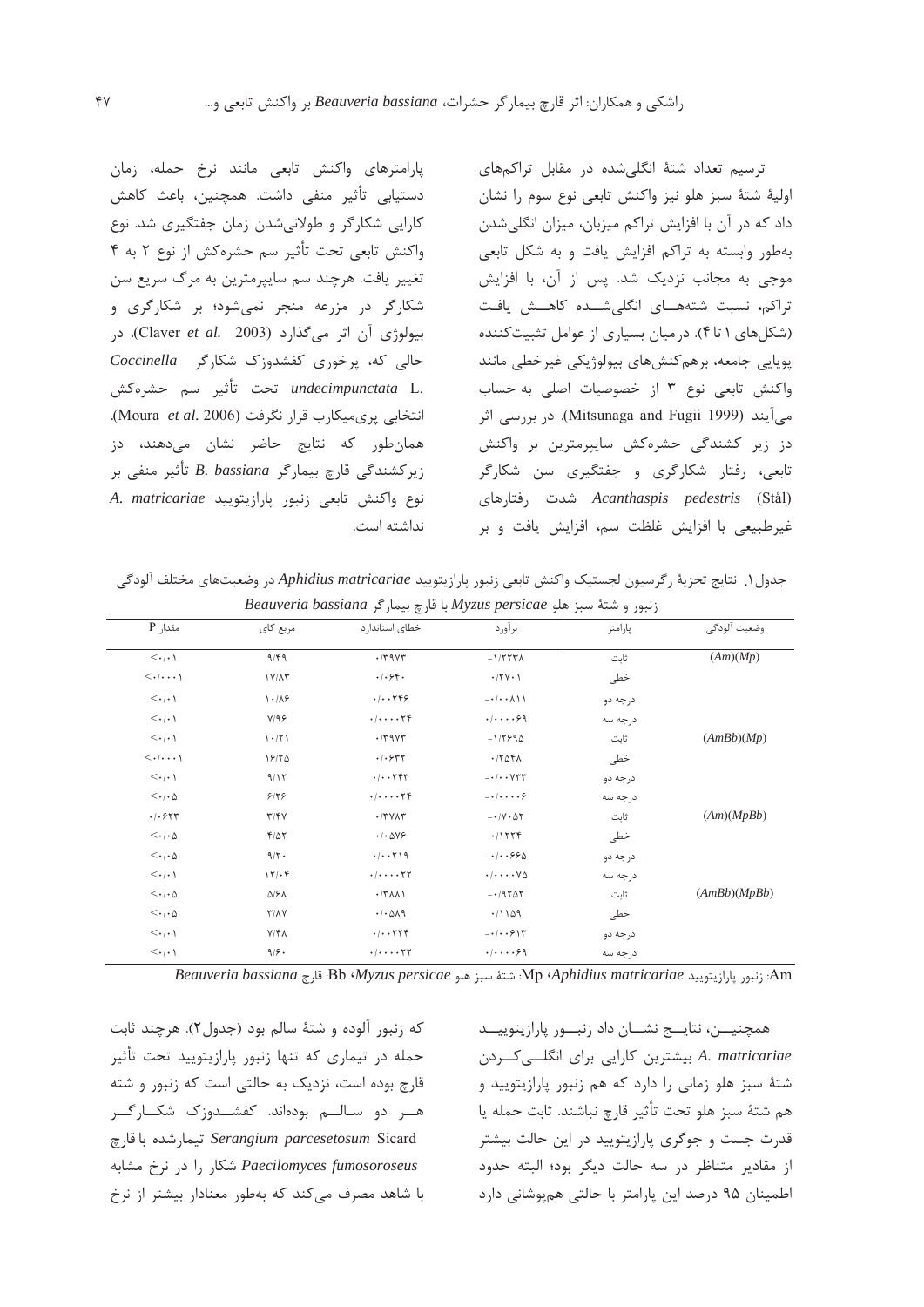ترسیم تعداد شتهٔ انگلی‌شده در مقابل تراکم‌های اولیهٔ شتهٔ سبز هلو نیز واکنش تابعی نوع سوم را نشان داد که در آن با افزایش تراکم میزبان، میزان انگلی‌شدن به‌طور وابسته به تراکم افزایش یافت و به شکل تابعی موجی به مجانب نزدیک شد. پس از آن، با افزایش تراکم، نسبت شته‌های انگلی‌شده کاهش یافت (شکل‌های ۱ تا ۴). درمیان بسیاری از عوامل تثبیت‌کننده پویایی جامعه، برهم‌کنش‌های بیولوژیکی غیرخطی مانند واکنش تابعی نوع ۳ از خصوصیات اصلی به حساب می‌آیند (Mitsunaga and Fugii 1999). در بررسی اثر دز زیر کشندگی حشره‌کش سایپرمترین بر واکنش تابعی، رفتار شکارگری و جفتگیری سن شکارگر *Acanthaspis pedestris* (Stål) شدت رفتارهای غیرطبیعی با افزایش غلظت سم، افزایش یافت و بر پارامترهای واکنش تابعی مانند نرخ حمله، زمان دستیابی تأثیر منفی داشت. همچنین، باعث کاهش کارایی شکارگر و طولانی‌شدن زمان جفتگیری شد. نوع واکنش تابعی تحت تأثیر سم حشره‌کش از نوع ۲ به ۴ تغییر یافت. هرچند سم سایپرمترین به مرگ سریع سن شکارگر در مزرعه منجر نمی‌شود؛ بر شکارگری و بیولوژی آن اثر می‌گذارد (Claver *et al.* 2003). در حالی که، پرخوری کفشدوزک شکارگر *Coccinella undecimpunctata* L. تحت تأثیر سم حشره‌کش انتخابی پری‌میکارب قرار نگرفت (Moura *et al.* 2006). همان‌طور که نتایج حاضر نشان می‌دهند، دز زیرکشندگی قارچ بیمارگر *B. bassiana* تأثیر منفی بر نوع واکنش تابعی زنبور پارازیتوئید *A. matricariae* نداشته است.

جدول ۱. نتایج تجزیهٔ رگرسیون لجستیک واکنش تابعی زنبور پارازیتوئید *Aphidius matricariae* در وضعیت‌های مختلف آلودگی زنبور و شتهٔ سبز هلو *Myzus persicae* با قارچ بیمارگر *Beauveria bassiana*

| وضعیت آلودگی | پارامتر | برآورد | خطای استاندارد | مربع کای | مقدار P |
|---|---|---|---|---|---|
| (Am)(Mp) | ثابت | -۱/۲۲۳۸ | ۰/۳۹۷۳ | ۹/۴۹ | <۰/۰۱ |
| | خطی | ۰/۲۷۰۱ | ۰/۰۶۴۰ | ۱۷/۸۳ | <۰/۰۰۰۱ |
| | درجه دو | -۰/۰۰۸۱۱ | ۰/۰۰۲۴۶ | ۱۰/۸۶ | <۰/۰۱ |
| | درجه سه | ۰/۰۰۰۰۶۹ | ۰/۰۰۰۰۲۴ | ۷/۹۶ | <۰/۰۱ |
| (AmBb)(Mp) | ثابت | -۱/۲۶۹۵ | ۰/۳۹۷۳ | ۱۰/۲۱ | <۰/۰۱ |
| | خطی | ۰/۲۵۴۸ | ۰/۰۶۳۲ | ۱۶/۲۵ | <۰/۰۰۰۱ |
| | درجه دو | -۰/۰۰۷۳۳ | ۰/۰۰۲۴۳ | ۹/۱۲ | <۰/۰۱ |
| | درجه سه | -۰/۰۰۰۰۶ | ۰/۰۰۰۰۲۴ | ۶/۲۶ | <۰/۰۵ |
| (Am)(MpBb) | ثابت | -۰/۷۰۵۲ | ۰/۳۷۸۳ | ۳/۴۷ | ۰/۰۶۲۳ |
| | خطی | ۰/۱۲۲۴ | ۰/۰۵۷۶ | ۴/۵۲ | <۰/۰۵ |
| | درجه دو | -۰/۰۰۶۶۵ | ۰/۰۰۲۱۹ | ۹/۲۰ | <۰/۰۵ |
| | درجه سه | ۰/۰۰۰۰۷۵ | ۰/۰۰۰۰۲۲ | ۱۲/۰۴ | <۰/۰۱ |
| (AmBb)(MpBb) | ثابت | -۰/۹۲۵۲ | ۰/۳۸۸۱ | ۵/۶۸ | <۰/۰۵ |
| | خطی | ۰/۱۱۵۹ | ۰/۰۵۸۹ | ۳/۸۷ | <۰/۰۵ |
| | درجه دو | -۰/۰۰۶۱۳ | ۰/۰۰۲۲۴ | ۷/۴۸ | <۰/۰۱ |
| | درجه سه | ۰/۰۰۰۰۶۹ | ۰/۰۰۰۰۲۲ | ۹/۶۰ | <۰/۰۱ |

Am: زنبور پارازیتوئید *Aphidius matricariae*، Mp: شتهٔ سبز هلو *Myzus persicae*، Bb: قارچ *Beauveria bassiana*

همچنین، نتایج نشان داد زنبور پارازیتوئید *A. matricariae* بیشترین کارایی برای انگلی‌کردن شتهٔ سبز هلو زمانی را دارد که هم زنبور پارازیتوئید و هم شتهٔ سبز هلو تحت تأثیر قارچ نباشند. ثابت حمله یا قدرت جست و جوگری پارازیتوئید در این حالت بیشتر از مقادیر متناظر در سه حالت دیگر بود؛ البته حدود اطمینان ۹۵ درصد این پارامتر با حالتی هم‌پوشانی دارد که زنبور آلوده و شتهٔ سالم بود (جدول۲). هرچند ثابت حمله در تیماری که تنها زنبور پارازیتوئید تحت تأثیر قارچ بوده است، نزدیک به حالتی است که زنبور و شته هر دو سالم بوده‌اند. کفشدوزک شکارگر *Serangium parcesetosum* Sicard تیمارشده با قارچ *Paecilomyces fumosoroseus* شکار را در نرخ مشابه با شاهد مصرف می‌کند که به‌طور معنادار بیشتر از نرخ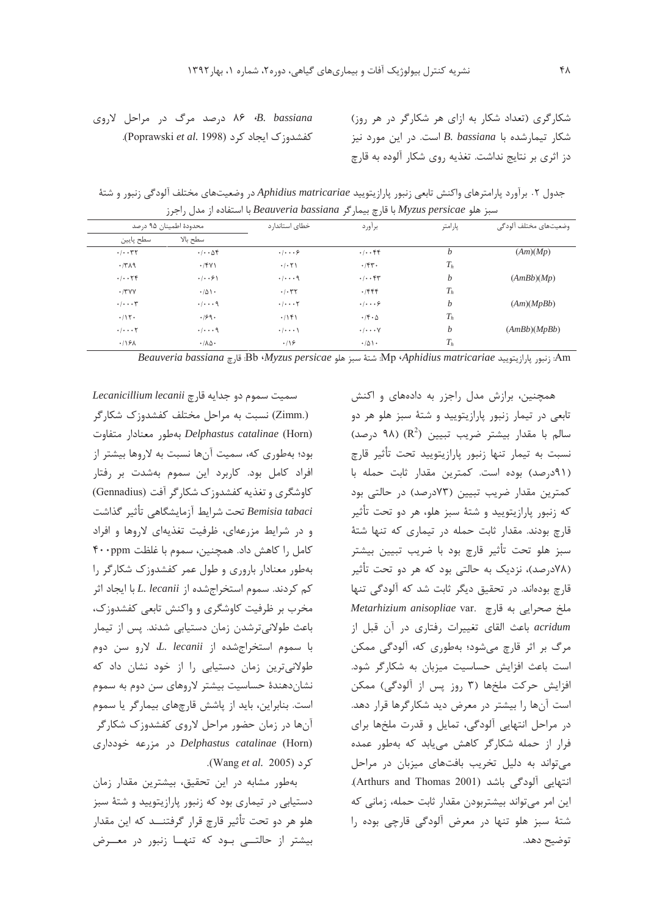شکارگری (تعداد شکار به ازای هر شکارگر در هر روز) شکار تیمارشده با *B. bassiana* است. در این مورد نیز دز اثری بر نتایج نداشت. تغذیه روی شکار آلوده به قارچ *B. bassiana*، ۸۶ درصد مرگ در مراحل لاروی کفشدوزک ایجاد کرد (Poprawski *et al.* 1998).

جدول ۲. برآورد پارامترهای واکنش تابعی زنبور پارازیتویید *Aphidius matricariae* در وضعیت‌های مختلف آلودگی زنبور و شتهٔ سبز هلو *Myzus persicae* با قارچ بیمارگر *Beauveria bassiana* با استفاده از مدل راجرز

| وضعیت‌های مختلف آلودگی | پارامتر | برآورد | خطای استاندارد | محدودهٔ اطمینان ۹۵ درصد | |
|---|---|---|---|---|---|
| | | | | سطح بالا | سطح پایین |
| *(Am)(Mp)* | *b* | ۰/۰۰۴۴ | ۰/۰۰۰۶ | ۰/۰۰۵۴ | ۰/۰۰۳۲ |
| | $T_h$ | ۰/۴۳۰ | ۰/۰۲۱ | ۰/۴۷۱ | ۰/۳۸۹ |
| *(AmBb)(Mp)* | *b* | ۰/۰۰۴۳ | ۰/۰۰۰۹ | ۰/۰۰۶۱ | ۰/۰۰۲۴ |
| | $T_h$ | ۰/۴۴۴ | ۰/۰۳۲ | ۰/۵۱۰ | ۰/۳۷۷ |
| *(Am)(MpBb)* | *b* | ۰/۰۰۰۶ | ۰/۰۰۰۲ | ۰/۰۰۰۹ | ۰/۰۰۰۳ |
| | $T_h$ | ۰/۴۰۵ | ۰/۱۴۱ | ۰/۶۹۰ | ۰/۱۲۰ |
| *(AmBb)(MpBb)* | *b* | ۰/۰۰۰۷ | ۰/۰۰۰۱ | ۰/۰۰۰۹ | ۰/۰۰۰۲ |
| | $T_h$ | ۰/۵۱۰ | ۰/۱۶ | ۰/۸۵۰ | ۰/۱۶۸ |

Am: زنبور پارازیتویید *Aphidius matricariae*، Mp: شتهٔ سبز هلو *Myzus persicae*، Bb: قارچ *Beauveria bassiana*

همچنین، برازش مدل راجرز به داده‌های و اکنش تابعی در تیمار زنبور پارازیتویید و شتهٔ سبز هلو هر دو سالم با مقدار بیشتر ضریب تبیین ($R^2$) (۹۸ درصد) نسبت به تیمار تنها زنبور پارازیتویید تحت تأثیر قارچ (۹۱درصد) بوده است. کمترین مقدار ثابت حمله با کمترین مقدار ضریب تبیین (۷۳درصد) در حالتی بود که زنبور پارازیتویید و شتهٔ سبز هلو، هر دو تحت تأثیر قارچ بودند. مقدار ثابت حمله در تیماری که تنها شتهٔ سبز هلو تحت تأثیر قارچ بود با ضریب تبیین بیشتر (۷۸درصد)، نزدیک به حالتی بود که هر دو تحت تأثیر قارچ بوده‌اند. در تحقیق دیگر ثابت شد که آلودگی تنها ملخ صحرایی به قارچ *Metarhizium anisopliae* var. *acridum* باعث القای تغییرات رفتاری در آن قبل از مرگ بر اثر قارچ می‌شود؛ به‌طوری که، آلودگی ممکن است باعث افزایش حساسیت میزبان به شکارگر شود. افزایش حرکت ملخ‌ها (۳ روز پس از آلودگی) ممکن است آن‌ها را بیشتر در معرض دید شکارگرها قرار دهد. در مراحل انتهایی آلودگی، تمایل و قدرت ملخ‌ها برای فرار از حمله شکارگر کاهش می‌یابد که به‌طور عمده می‌تواند به دلیل تخریب بافت‌های میزبان در مراحل انتهایی آلودگی باشد (Arthurs and Thomas 2001). این امر می‌تواند بیشتربودن مقدار ثابت حمله، زمانی که شتهٔ سبز هلو تنها در معرض آلودگی قارچی بوده را توضیح دهد.

سمیت سموم دو جدایه قارچ *Lecanicillium lecanii* (Zimm.) نسبت به مراحل مختلف کفشدوزک شکارگر *Delphastus catalinae* (Horn) به‌طور معنادار متفاوت بود؛ به‌طوری که، سمیت آن‌ها نسبت به لاروها بیشتر از افراد کامل بود. کاربرد این سموم به‌شدت بر رفتار کاوشگری و تغذیه کفشدوزک شکارگر آفت *Bemisia tabaci* (Gennadius) تحت شرایط آزمایشگاهی تأثیر گذاشت و در شرایط مزرعه‌ای، ظرفیت تغذیه‌ای لاروها و افراد کامل را کاهش داد. همچنین، سموم با غلظت ۴۰۰ppm به‌طور معنادار باروری و طول عمر کفشدوزک شکارگر را کم کردند. سموم استخراج‌شده از *L. lecanii* با ایجاد اثر مخرب بر ظرفیت کاوشگری و واکنش تابعی کفشدوزک، باعث طولانی‌ترشدن زمان دستیابی شدند. پس از تیمار با سموم استخراج‌شده از *L. lecanii*، لارو سن دوم طولانی‌ترین زمان دستیابی را از خود نشان داد که نشان‌دهندهٔ حساسیت بیشتر لاروهای سن دوم به سموم است. بنابراین، باید از پاشش قارچ‌های بیمارگر یا سموم آن‌ها در زمان حضور مراحل لاروی کفشدوزک شکارگر *Delphastus catalinae* (Horn) در مزرعه خودداری کرد (Wang *et al.* 2005).

به‌طور مشابه در این تحقیق، بیشترین مقدار زمان دستیابی در تیماری بود که زنبور پارازیتویید و شتهٔ سبز هلو هر دو تحت تأثیر قارچ قرار گرفتند که این مقدار بیشتر از حالتی بود که تنها زنبور در معرض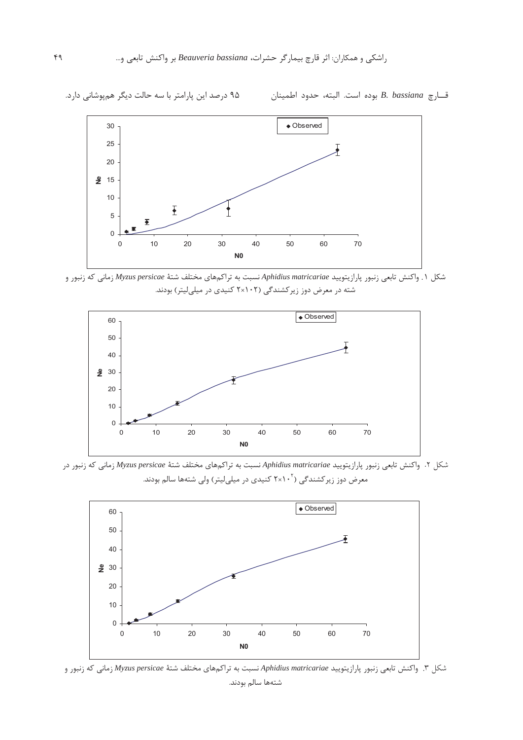قـــارچ *B. bassiana* بوده است. البته، حدود اطمینان ۹۵ درصد این پارامتر با سه حالت دیگر هم‌پوشانی دارد.

شکل ۱. واکنش تابعی زنبور پارازیتویید *Aphidius matricariae* نسبت به تراکم‌های مختلف شتهٔ *Myzus persicae* زمانی که زنبور و شته در معرض دوز زیرکشندگی (۱۰۲×۲ کنیدی در میلی‌لیتر) بودند.

شکل ۲. واکنش تابعی زنبور پارازیتویید *Aphidius matricariae* نسبت به تراکم‌های مختلف شتهٔ *Myzus persicae* زمانی که زنبور در معرض دوز زیرکشندگی ($۲×۱۰^۲$ کنیدی در میلی‌لیتر) ولی شته‌ها سالم بودند.

شکل ۳. واکنش تابعی زنبور پارازیتویید *Aphidius matricariae* نسبت به تراکم‌های مختلف شتهٔ *Myzus persicae* زمانی که زنبور و شته‌ها سالم بودند.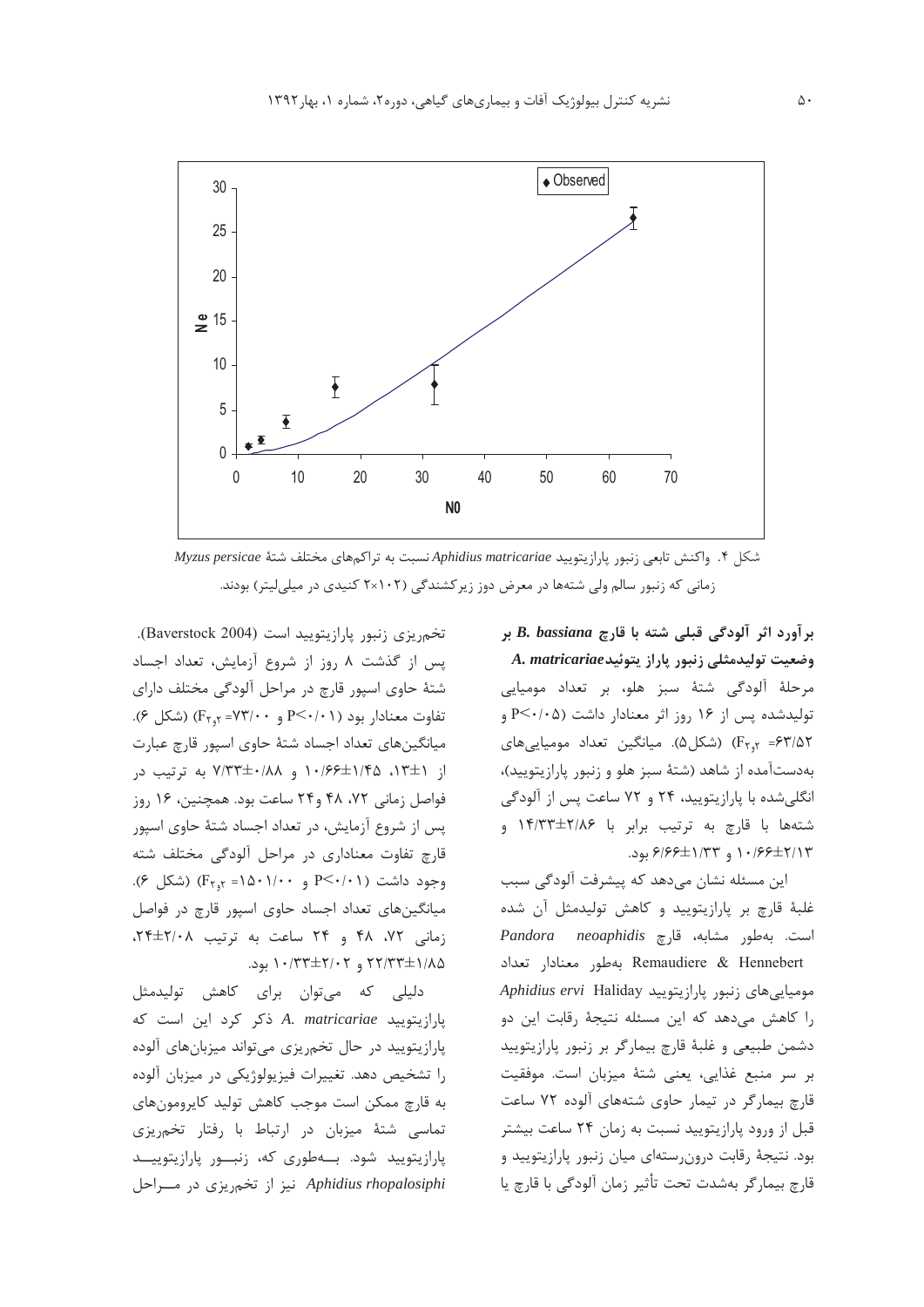شکل ۴. واکنش تابعی زنبور پارازیتویید *Aphidius matricariae* نسبت به تراکم‌های مختلف شتهٔ *Myzus persicae* زمانی که زنبور سالم ولی شته‌ها در معرض دوز زیرکشندگی (۱۰۲×۲ کنیدی در میلی‌لیتر) بودند.

### برآورد اثر آلودگی قبلی شته با قارچ *B. bassiana* بر وضعیت تولیدمثلی زنبور پاراز یتوئید *A. matricariae*

مرحلهٔ آلودگی شتهٔ سبز هلو، بر تعداد مومیایی تولیدشده پس از ۱۶ روز اثر معنادار داشت (P<۰/۰۵ و $F_{۲,۳}$ =۶۳/۵۲) (شکل۵). میانگین تعداد مومیایی‌های به‌دست‌آمده از شاهد (شتهٔ سبز هلو و زنبور پارازیتویید)، انگلی‌شده با پارازیتویید، ۲۴ و ۷۲ ساعت پس از آلودگی شته‌ها با قارچ به ترتیب برابر با ۲/۸۶±۱۴/۳۳ و ۲/۱۳±۱۰/۶۶ و ۱/۳۳±۶/۶۶ بود.

این مسئله نشان می‌دهد که پیشرفت آلودگی سبب غلبهٔ قارچ بر پارازیتویید و کاهش تولیدمثل آن شده است. به‌طور مشابه، قارچ *Pandora neoaphidis* Remaudiere & Hennebert به‌طور معنادار تعداد مومیایی‌های زنبور پارازیتویید *Aphidius ervi* Haliday را کاهش می‌دهد که این مسئله نتیجهٔ رقابت این دو دشمن طبیعی و غلبهٔ قارچ بیمارگر بر زنبور پارازیتویید بر سر منبع غذایی، یعنی شتهٔ میزبان است. موفقیت قارچ بیمارگر در تیمار حاوی شته‌های آلوده ۷۲ ساعت قبل از ورود پارازیتویید نسبت به زمان ۲۴ ساعت بیشتر بود. نتیجهٔ رقابت درون‌رسته‌ای میان زنبور پارازیتویید و قارچ بیمارگر به‌شدت تحت تأثیر زمان آلودگی با قارچ یا تخم‌ریزی زنبور پارازیتویید است (Baverstock 2004).

پس از گذشت ۸ روز از شروع آزمایش، تعداد اجساد شتهٔ حاوی اسپور قارچ در مراحل مختلف آلودگی دارای تفاوت معنادار بود (P<۰/۰۱ و $F_{۲,۳}$ =۷۳/۰۰) (شکل ۶). میانگین‌های تعداد اجساد شتهٔ حاوی اسپور قارچ عبارت از ۱±۱۳، ۱/۴۵±۱۰/۶۶ و ۰/۸۸±۷/۳۳ به ترتیب در فواصل زمانی ۷۲، ۴۸ و۲۴ ساعت بود. همچنین، ۱۶ روز پس از شروع آزمایش، در تعداد اجساد شتهٔ حاوی اسپور قارچ تفاوت معناداری در مراحل مختلف آلودگی شته وجود داشت (P<۰/۰۱ و $F_{۲,۳}$ =۱۵۰۱/۰۰) (شکل ۶). میانگین‌های تعداد اجساد حاوی اسپور قارچ در فواصل زمانی ۷۲، ۴۸ و ۲۴ ساعت به ترتیب ۲/۰۸±۲۴، ۱/۸۵±۲۲/۳۳ و ۲/۰۲±۱۰/۳۳ بود.

دلیلی که می‌توان برای کاهش تولیدمثل پارازیتویید *A. matricariae* ذکر کرد این است که پارازیتویید در حال تخم‌ریزی می‌تواند میزبان‌های آلوده را تشخیص دهد. تغییرات فیزیولوژیکی در میزبان آلوده به قارچ ممکن است موجب کاهش تولید کایرومون‌های تماسی شتهٔ میزبان در ارتباط با رفتار تخم‌ریزی پارازیتویید شود. به‌طوری که، زنبور پارازیتویید *Aphidius rhopalosiphi* نیز از تخم‌ریزی در مراحل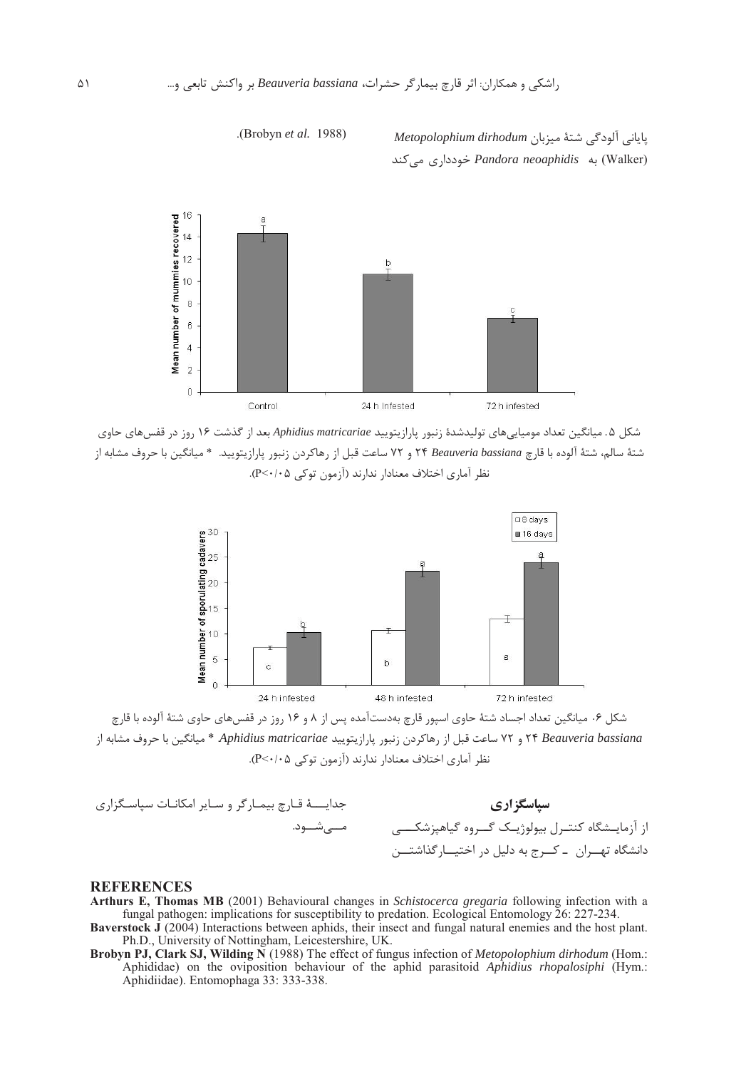پایانی آلودگی شتهٔ میزبان *Metopolophium dirhodum* (Walker) به *Pandora neoaphidis* خودداری می‌کند (Brobyn *et al.* 1988).

شکل ۵. میانگین تعداد مومیایی‌های تولیدشدهٔ زنبور پارازیتویید *Aphidius matricariae* بعد از گذشت ۱۶ روز در قفس‌های حاوی شتهٔ سالم، شتهٔ آلوده با قارچ *Beauveria bassiana* ۲۴ و ۷۲ ساعت قبل از رهاکردن زنبور پارازیتویید. * میانگین با حروف مشابه از نظر آماری اختلاف معنادار ندارند (آزمون توکی P<۰/۰۵).

شکل ۶. میانگین تعداد اجساد شتهٔ حاوی اسپور قارچ به‌دست‌آمده پس از ۸ و ۱۶ روز در قفس‌های حاوی شتهٔ آلوده با قارچ *Beauveria bassiana* ۲۴ و ۷۲ ساعت قبل از رهاکردن زنبور پارازیتویید *Aphidius matricariae* * میانگین با حروف مشابه از نظر آماری اختلاف معنادار ندارند (آزمون توکی P<۰/۰۵).

**سپاسگزاری**

از آزمایشگاه کنترل بیولوژیک گروه گیاهپزشکی دانشگاه تهران ـ کرج به دلیل در اختیارگذاشتن جدایهٔ قارچ بیمارگر و سایر امکانات سپاسگزاری می‌شود.

## REFERENCES

**Arthurs E, Thomas MB** (2001) Behavioural changes in *Schistocerca gregaria* following infection with a fungal pathogen: implications for susceptibility to predation. Ecological Entomology 26: 227-234.

**Baverstock J** (2004) Interactions between aphids, their insect and fungal natural enemies and the host plant. Ph.D., University of Nottingham, Leicestershire, UK.

**Brobyn PJ, Clark SJ, Wilding N** (1988) The effect of fungus infection of *Metopolophium dirhodum* (Hom.: Aphididae) on the oviposition behaviour of the aphid parasitoid *Aphidius rhopalosiphi* (Hym.: Aphidiidae). Entomophaga 33: 333-338.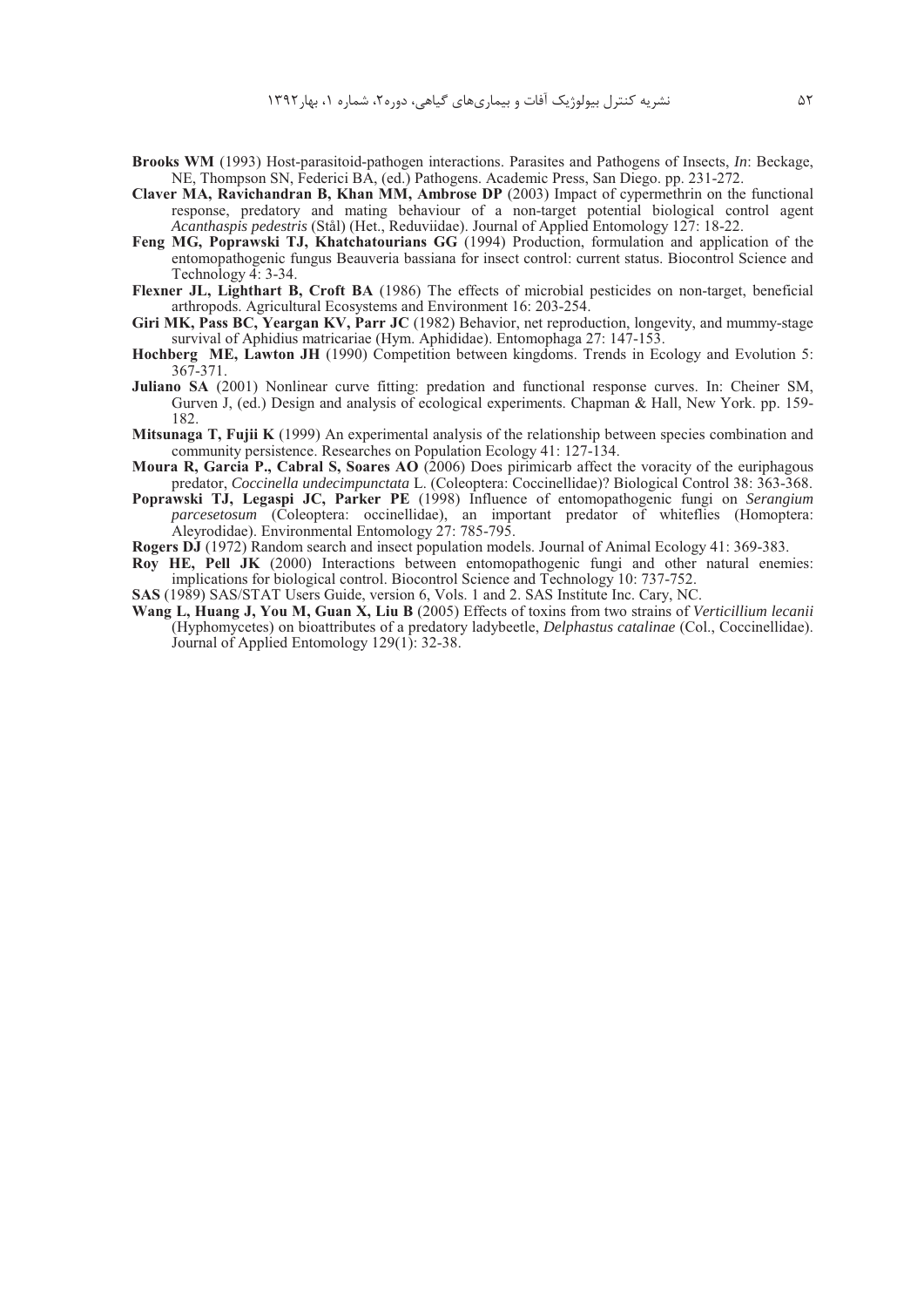**Brooks WM** (1993) Host-parasitoid-pathogen interactions. Parasites and Pathogens of Insects, *In*: Beckage, NE, Thompson SN, Federici BA, (ed.) Pathogens. Academic Press, San Diego. pp. 231-272.

**Claver MA, Ravichandran B, Khan MM, Ambrose DP** (2003) Impact of cypermethrin on the functional response, predatory and mating behaviour of a non-target potential biological control agent *Acanthaspis pedestris* (Stål) (Het., Reduviidae). Journal of Applied Entomology 127: 18-22.

**Feng MG, Poprawski TJ, Khatchatourians GG** (1994) Production, formulation and application of the entomopathogenic fungus Beauveria bassiana for insect control: current status. Biocontrol Science and Technology 4: 3-34.

**Flexner JL, Lighthart B, Croft BA** (1986) The effects of microbial pesticides on non-target, beneficial arthropods. Agricultural Ecosystems and Environment 16: 203-254.

**Giri MK, Pass BC, Yeargan KV, Parr JC** (1982) Behavior, net reproduction, longevity, and mummy-stage survival of Aphidius matricariae (Hym. Aphididae). Entomophaga 27: 147-153.

**Hochberg ME, Lawton JH** (1990) Competition between kingdoms. Trends in Ecology and Evolution 5: 367-371.

**Juliano SA** (2001) Nonlinear curve fitting: predation and functional response curves. In: Cheiner SM, Gurven J, (ed.) Design and analysis of ecological experiments. Chapman & Hall, New York. pp. 159-182.

**Mitsunaga T, Fujii K** (1999) An experimental analysis of the relationship between species combination and community persistence. Researches on Population Ecology 41: 127-134.

**Moura R, Garcia P., Cabral S, Soares AO** (2006) Does pirimicarb affect the voracity of the euriphagous predator, *Coccinella undecimpunctata* L. (Coleoptera: Coccinellidae)? Biological Control 38: 363-368.

**Poprawski TJ, Legaspi JC, Parker PE** (1998) Influence of entomopathogenic fungi on *Serangium parcesetosum* (Coleoptera: occinellidae), an important predator of whiteflies (Homoptera: Aleyrodidae). Environmental Entomology 27: 785-795.

**Rogers DJ** (1972) Random search and insect population models. Journal of Animal Ecology 41: 369-383.

**Roy HE, Pell JK** (2000) Interactions between entomopathogenic fungi and other natural enemies: implications for biological control. Biocontrol Science and Technology 10: 737-752.

**SAS** (1989) SAS/STAT Users Guide, version 6, Vols. 1 and 2. SAS Institute Inc. Cary, NC.

**Wang L, Huang J, You M, Guan X, Liu B** (2005) Effects of toxins from two strains of *Verticillium lecanii* (Hyphomycetes) on bioattributes of a predatory ladybeetle, *Delphastus catalinae* (Col., Coccinellidae). Journal of Applied Entomology 129(1): 32-38.